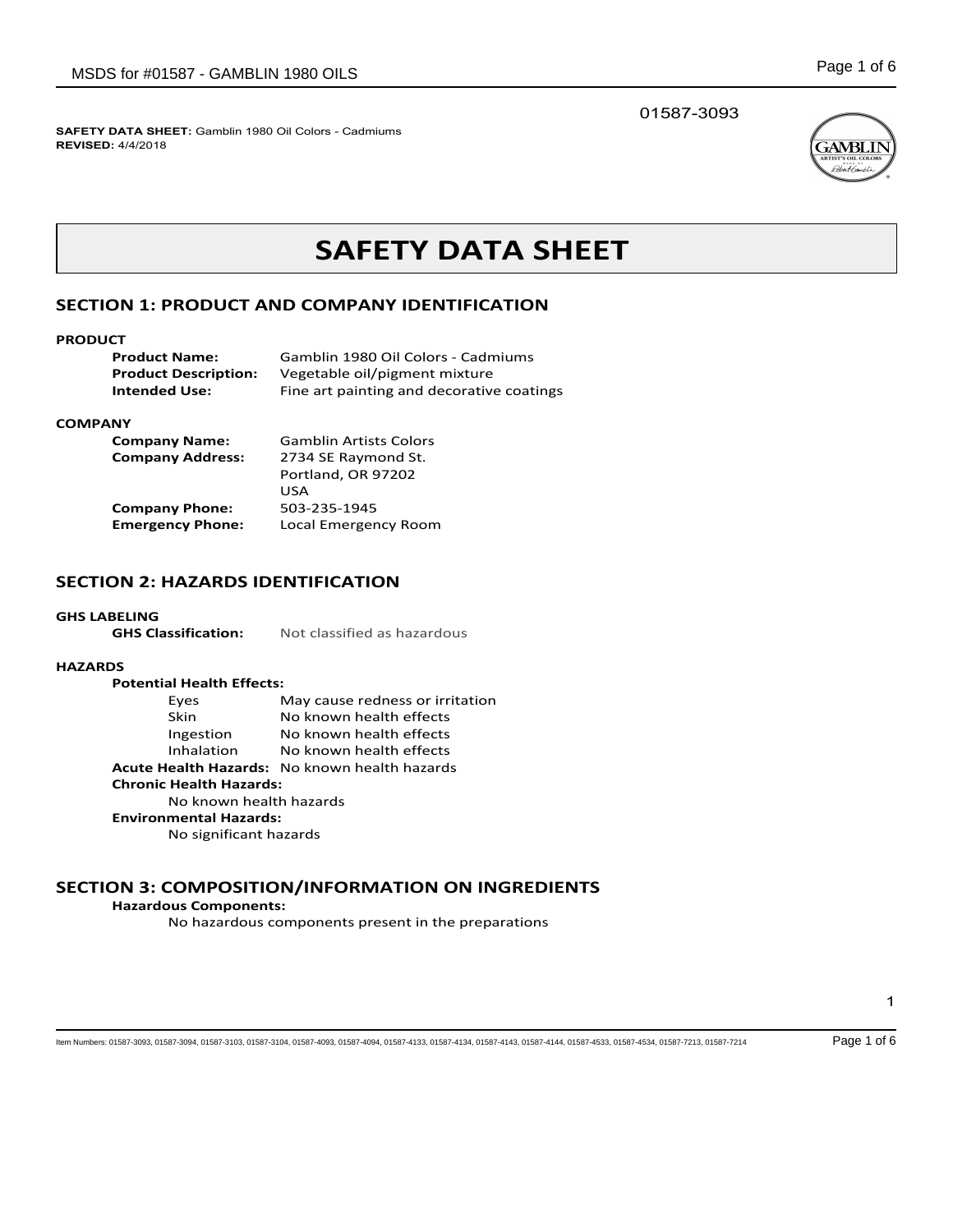01587-3093

**SAFETY DATA SHEET:** Gamblin 1980 Oil Colors - Cadmiums
**REVISED:** 4/4/2018

# SAFETY DATA SHEET

## SECTION 1: PRODUCT AND COMPANY IDENTIFICATION

**PRODUCT**

| | |
|---|---|
| **Product Name:** | Gamblin 1980 Oil Colors - Cadmiums |
| **Product Description:** | Vegetable oil/pigment mixture |
| **Intended Use:** | Fine art painting and decorative coatings |

**COMPANY**

| | |
|---|---|
| **Company Name:** | Gamblin Artists Colors |
| **Company Address:** | 2734 SE Raymond St.<br>Portland, OR 97202<br>USA |
| **Company Phone:** | 503-235-1945 |
| **Emergency Phone:** | Local Emergency Room |

## SECTION 2: HAZARDS IDENTIFICATION

**GHS LABELING**

**GHS Classification:** Not classified as hazardous

**HAZARDS**

**Potential Health Effects:**

| | |
|---|---|
| Eyes | May cause redness or irritation |
| Skin | No known health effects |
| Ingestion | No known health effects |
| Inhalation | No known health effects |

**Acute Health Hazards:** No known health hazards

**Chronic Health Hazards:**

No known health hazards

**Environmental Hazards:**

No significant hazards

## SECTION 3: COMPOSITION/INFORMATION ON INGREDIENTS

**Hazardous Components:**

No hazardous components present in the preparations

Item Numbers: 01587-3093, 01587-3094, 01587-3103, 01587-3104, 01587-4093, 01587-4094, 01587-4133, 01587-4134, 01587-4143, 01587-4144, 01587-4533, 01587-4534, 01587-7213, 01587-7214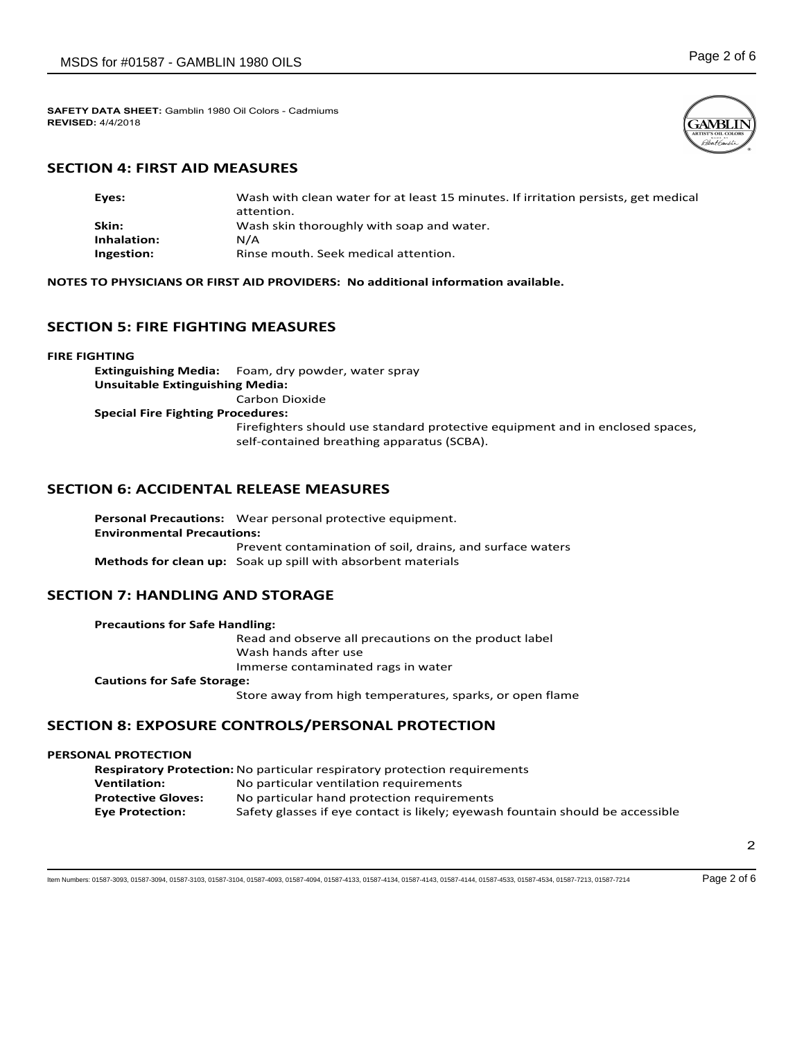**SAFETY DATA SHEET:** Gamblin 1980 Oil Colors - Cadmiums
**REVISED:** 4/4/2018

## SECTION 4: FIRST AID MEASURES

| | |
|---|---|
| **Eyes:** | Wash with clean water for at least 15 minutes. If irritation persists, get medical attention. |
| **Skin:** | Wash skin thoroughly with soap and water. |
| **Inhalation:** | N/A |
| **Ingestion:** | Rinse mouth. Seek medical attention. |

**NOTES TO PHYSICIANS OR FIRST AID PROVIDERS: No additional information available.**

## SECTION 5: FIRE FIGHTING MEASURES

**FIRE FIGHTING**

**Extinguishing Media:** Foam, dry powder, water spray

**Unsuitable Extinguishing Media:**
Carbon Dioxide

**Special Fire Fighting Procedures:**
Firefighters should use standard protective equipment and in enclosed spaces, self-contained breathing apparatus (SCBA).

## SECTION 6: ACCIDENTAL RELEASE MEASURES

**Personal Precautions:** Wear personal protective equipment.

**Environmental Precautions:**
Prevent contamination of soil, drains, and surface waters

**Methods for clean up:** Soak up spill with absorbent materials

## SECTION 7: HANDLING AND STORAGE

**Precautions for Safe Handling:**
Read and observe all precautions on the product label
Wash hands after use
Immerse contaminated rags in water

**Cautions for Safe Storage:**
Store away from high temperatures, sparks, or open flame

## SECTION 8: EXPOSURE CONTROLS/PERSONAL PROTECTION

**PERSONAL PROTECTION**

| | |
|---|---|
| **Respiratory Protection:** | No particular respiratory protection requirements |
| **Ventilation:** | No particular ventilation requirements |
| **Protective Gloves:** | No particular hand protection requirements |
| **Eye Protection:** | Safety glasses if eye contact is likely; eyewash fountain should be accessible |

Item Numbers: 01587-3093, 01587-3094, 01587-3103, 01587-3104, 01587-4093, 01587-4094, 01587-4133, 01587-4134, 01587-4143, 01587-4144, 01587-4533, 01587-4534, 01587-7213, 01587-7214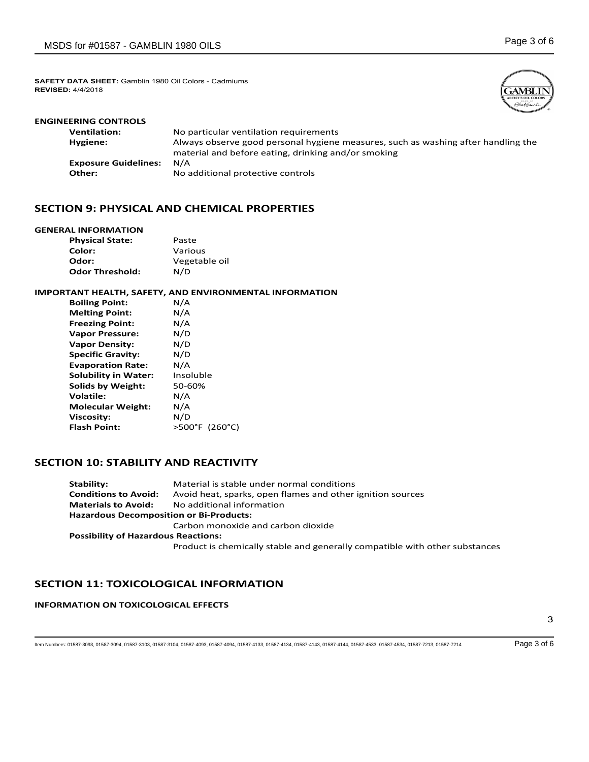**SAFETY DATA SHEET:** Gamblin 1980 Oil Colors - Cadmiums
**REVISED:** 4/4/2018

### ENGINEERING CONTROLS

| | |
|---|---|
| **Ventilation:** | No particular ventilation requirements |
| **Hygiene:** | Always observe good personal hygiene measures, such as washing after handling the material and before eating, drinking and/or smoking |
| **Exposure Guidelines:** | N/A |
| **Other:** | No additional protective controls |

## SECTION 9: PHYSICAL AND CHEMICAL PROPERTIES

### GENERAL INFORMATION

| | |
|---|---|
| **Physical State:** | Paste |
| **Color:** | Various |
| **Odor:** | Vegetable oil |
| **Odor Threshold:** | N/D |

### IMPORTANT HEALTH, SAFETY, AND ENVIRONMENTAL INFORMATION

| | |
|---|---|
| **Boiling Point:** | N/A |
| **Melting Point:** | N/A |
| **Freezing Point:** | N/A |
| **Vapor Pressure:** | N/D |
| **Vapor Density:** | N/D |
| **Specific Gravity:** | N/D |
| **Evaporation Rate:** | N/A |
| **Solubility in Water:** | Insoluble |
| **Solids by Weight:** | 50-60% |
| **Volatile:** | N/A |
| **Molecular Weight:** | N/A |
| **Viscosity:** | N/D |
| **Flash Point:** | >500°F (260°C) |

## SECTION 10: STABILITY AND REACTIVITY

| | |
|---|---|
| **Stability:** | Material is stable under normal conditions |
| **Conditions to Avoid:** | Avoid heat, sparks, open flames and other ignition sources |
| **Materials to Avoid:** | No additional information |

**Hazardous Decomposition or Bi-Products:**
Carbon monoxide and carbon dioxide

**Possibility of Hazardous Reactions:**
Product is chemically stable and generally compatible with other substances

## SECTION 11: TOXICOLOGICAL INFORMATION

### INFORMATION ON TOXICOLOGICAL EFFECTS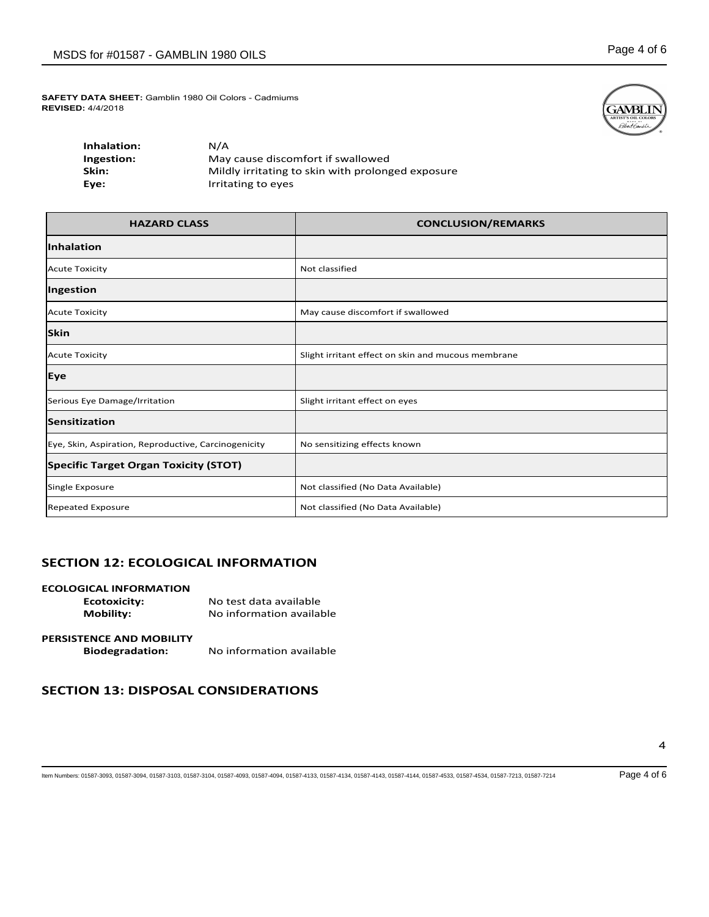**SAFETY DATA SHEET:** Gamblin 1980 Oil Colors - Cadmiums
**REVISED:** 4/4/2018

**Inhalation:** N/A
**Ingestion:** May cause discomfort if swallowed
**Skin:** Mildly irritating to skin with prolonged exposure
**Eye:** Irritating to eyes

| HAZARD CLASS | CONCLUSION/REMARKS |
|---|---|
| **Inhalation** | |
| Acute Toxicity | Not classified |
| **Ingestion** | |
| Acute Toxicity | May cause discomfort if swallowed |
| **Skin** | |
| Acute Toxicity | Slight irritant effect on skin and mucous membrane |
| **Eye** | |
| Serious Eye Damage/Irritation | Slight irritant effect on eyes |
| **Sensitization** | |
| Eye, Skin, Aspiration, Reproductive, Carcinogenicity | No sensitizing effects known |
| **Specific Target Organ Toxicity (STOT)** | |
| Single Exposure | Not classified (No Data Available) |
| Repeated Exposure | Not classified (No Data Available) |

## SECTION 12: ECOLOGICAL INFORMATION

**ECOLOGICAL INFORMATION**

**Ecotoxicity:** No test data available
**Mobility:** No information available

**PERSISTENCE AND MOBILITY**

**Biodegradation:** No information available

## SECTION 13: DISPOSAL CONSIDERATIONS

Item Numbers: 01587-3093, 01587-3094, 01587-3103, 01587-3104, 01587-4093, 01587-4094, 01587-4133, 01587-4134, 01587-4143, 01587-4144, 01587-4533, 01587-4534, 01587-7213, 01587-7214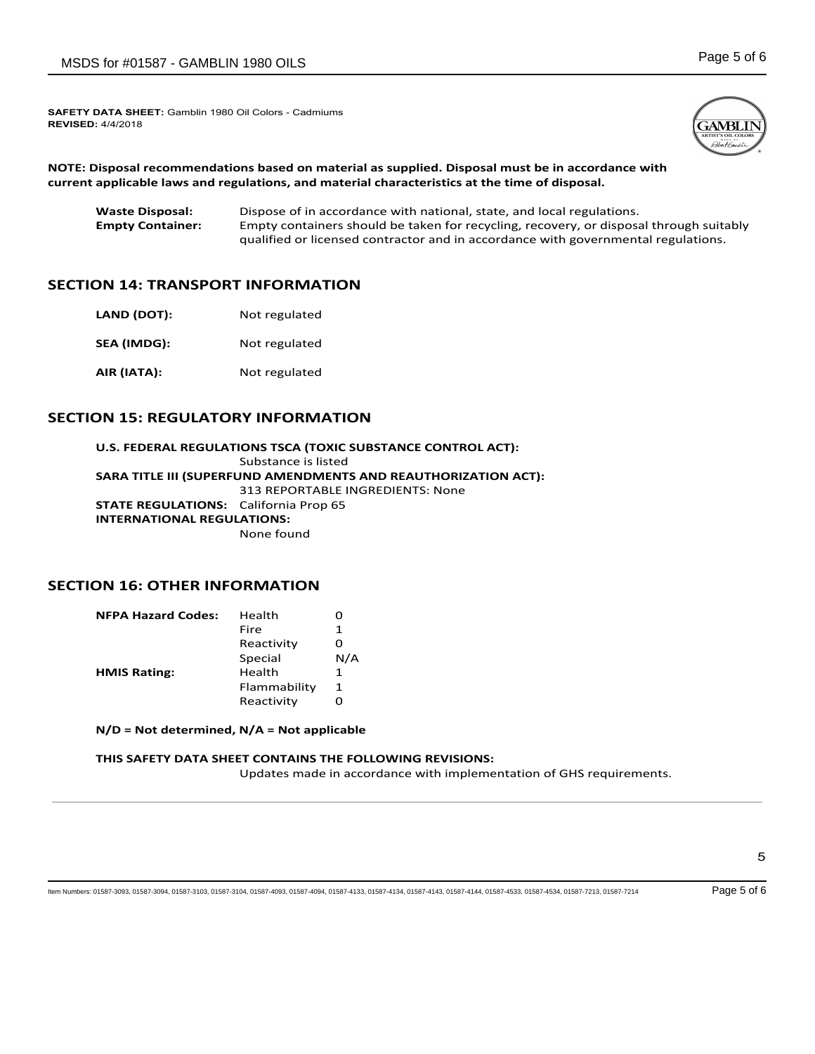**SAFETY DATA SHEET:** Gamblin 1980 Oil Colors - Cadmiums
**REVISED:** 4/4/2018

**NOTE: Disposal recommendations based on material as supplied. Disposal must be in accordance with current applicable laws and regulations, and material characteristics at the time of disposal.**

**Waste Disposal:** Dispose of in accordance with national, state, and local regulations.

**Empty Container:** Empty containers should be taken for recycling, recovery, or disposal through suitably qualified or licensed contractor and in accordance with governmental regulations.

## SECTION 14: TRANSPORT INFORMATION

**LAND (DOT):** Not regulated

**SEA (IMDG):** Not regulated

**AIR (IATA):** Not regulated

## SECTION 15: REGULATORY INFORMATION

**U.S. FEDERAL REGULATIONS TSCA (TOXIC SUBSTANCE CONTROL ACT):**
Substance is listed

**SARA TITLE III (SUPERFUND AMENDMENTS AND REAUTHORIZATION ACT):**
313 REPORTABLE INGREDIENTS: None

**STATE REGULATIONS:** California Prop 65

**INTERNATIONAL REGULATIONS:**
None found

## SECTION 16: OTHER INFORMATION

| | | |
|---|---|---|
| **NFPA Hazard Codes:** | Health | 0 |
| | Fire | 1 |
| | Reactivity | 0 |
| | Special | N/A |
| **HMIS Rating:** | Health | 1 |
| | Flammability | 1 |
| | Reactivity | 0 |

**N/D = Not determined, N/A = Not applicable**

**THIS SAFETY DATA SHEET CONTAINS THE FOLLOWING REVISIONS:**
Updates made in accordance with implementation of GHS requirements.

Item Numbers: 01587-3093, 01587-3094, 01587-3103, 01587-3104, 01587-4093, 01587-4094, 01587-4133, 01587-4134, 01587-4143, 01587-4144, 01587-4533, 01587-4534, 01587-7213, 01587-7214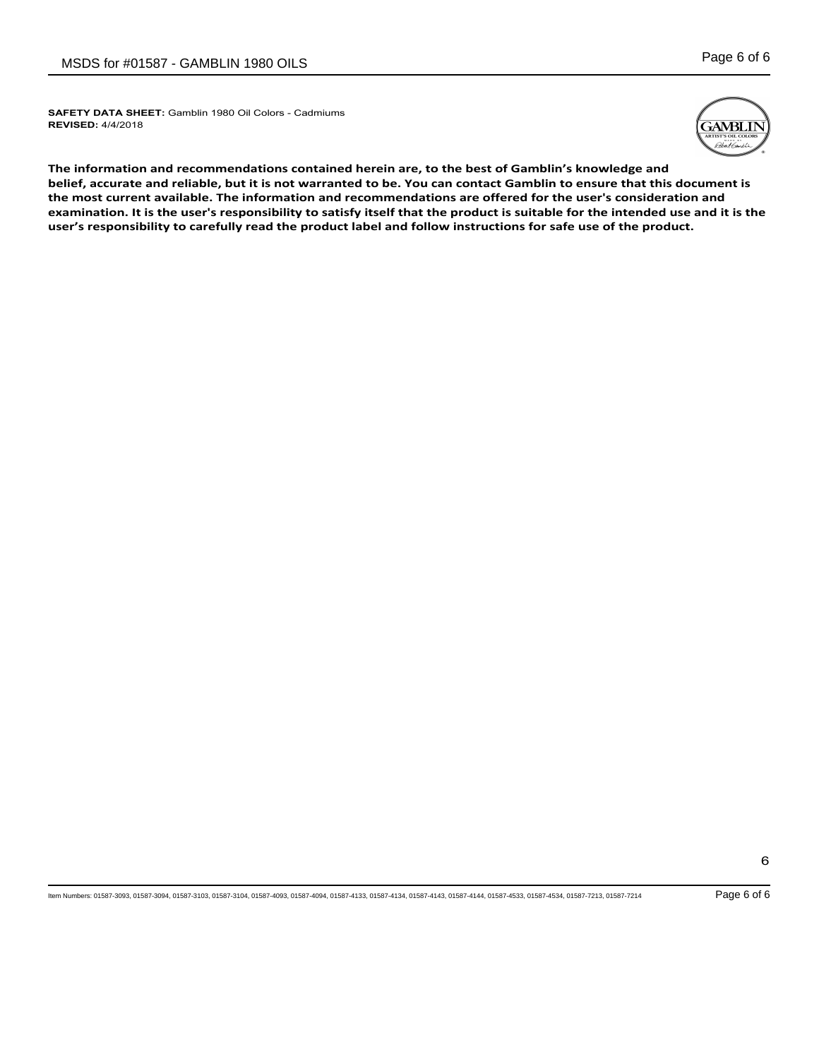**SAFETY DATA SHEET:** Gamblin 1980 Oil Colors - Cadmiums
**REVISED:** 4/4/2018

**The information and recommendations contained herein are, to the best of Gamblin's knowledge and belief, accurate and reliable, but it is not warranted to be. You can contact Gamblin to ensure that this document is the most current available. The information and recommendations are offered for the user's consideration and examination. It is the user's responsibility to satisfy itself that the product is suitable for the intended use and it is the user's responsibility to carefully read the product label and follow instructions for safe use of the product.**

Item Numbers: 01587-3093, 01587-3094, 01587-3103, 01587-3104, 01587-4093, 01587-4094, 01587-4133, 01587-4134, 01587-4143, 01587-4144, 01587-4533, 01587-4534, 01587-7213, 01587-7214